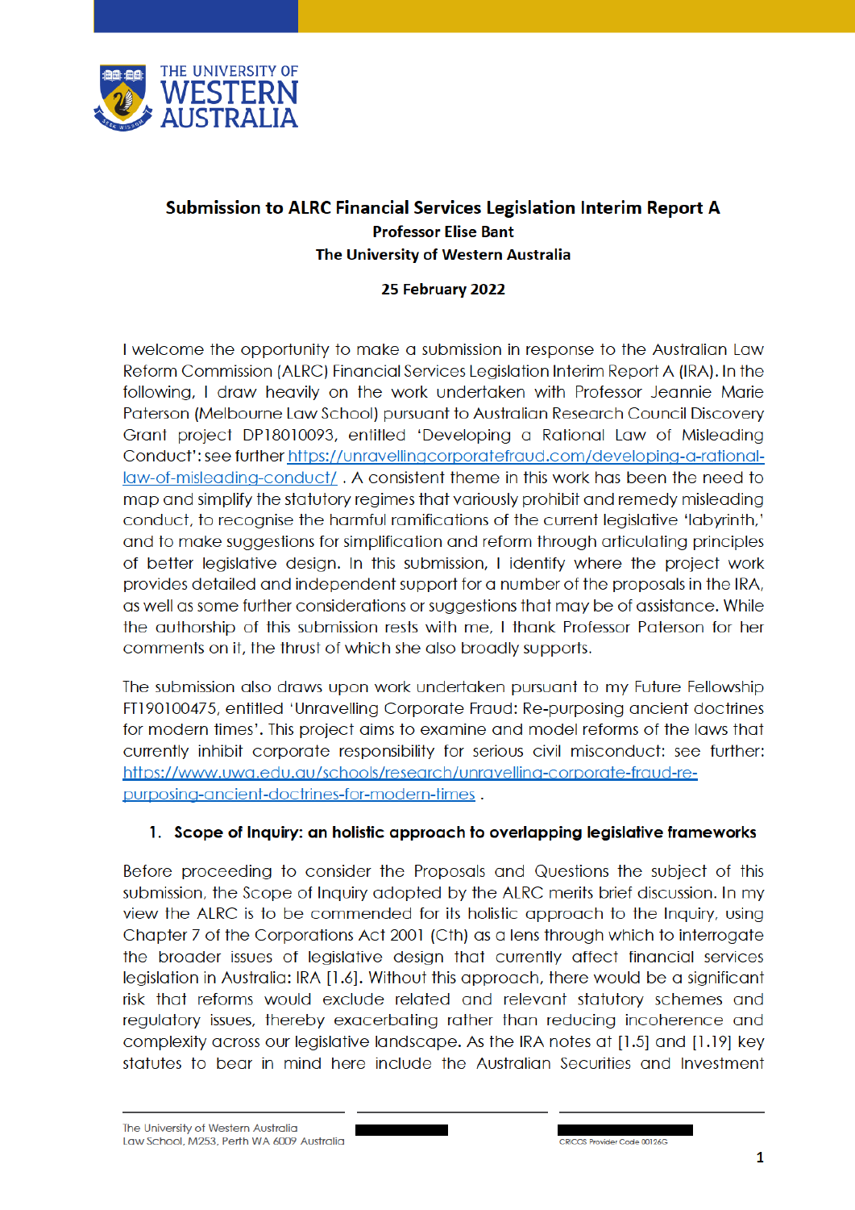# Submission to ALRC Financial Services Legislation Interim Report A

**Professor Elise Bant**

**The University of Western Australia**

**25 February 2022**

I welcome the opportunity to make a submission in response to the Australian Law Reform Commission (ALRC) Financial Services Legislation Interim Report A (IRA). In the following, I draw heavily on the work undertaken with Professor Jeannie Marie Paterson (Melbourne Law School) pursuant to Australian Research Council Discovery Grant project DP18010093, entitled 'Developing a Rational Law of Misleading Conduct': see further https://unravellingcorporatefraud.com/developing-a-rational-law-of-misleading-conduct/ . A consistent theme in this work has been the need to map and simplify the statutory regimes that variously prohibit and remedy misleading conduct, to recognise the harmful ramifications of the current legislative 'labyrinth,' and to make suggestions for simplification and reform through articulating principles of better legislative design. In this submission, I identify where the project work provides detailed and independent support for a number of the proposals in the IRA, as well as some further considerations or suggestions that may be of assistance. While the authorship of this submission rests with me, I thank Professor Paterson for her comments on it, the thrust of which she also broadly supports.

The submission also draws upon work undertaken pursuant to my Future Fellowship FT190100475, entitled 'Unravelling Corporate Fraud: Re-purposing ancient doctrines for modern times'. This project aims to examine and model reforms of the laws that currently inhibit corporate responsibility for serious civil misconduct: see further: https://www.uwa.edu.au/schools/research/unravelling-corporate-fraud-re-purposing-ancient-doctrines-for-modern-times .

## 1. Scope of Inquiry: an holistic approach to overlapping legislative frameworks

Before proceeding to consider the Proposals and Questions the subject of this submission, the Scope of Inquiry adopted by the ALRC merits brief discussion. In my view the ALRC is to be commended for its holistic approach to the Inquiry, using Chapter 7 of the Corporations Act 2001 (Cth) as a lens through which to interrogate the broader issues of legislative design that currently affect financial services legislation in Australia: IRA [1.6]. Without this approach, there would be a significant risk that reforms would exclude related and relevant statutory schemes and regulatory issues, thereby exacerbating rather than reducing incoherence and complexity across our legislative landscape. As the IRA notes at [1.5] and [1.19] key statutes to bear in mind here include the Australian Securities and Investment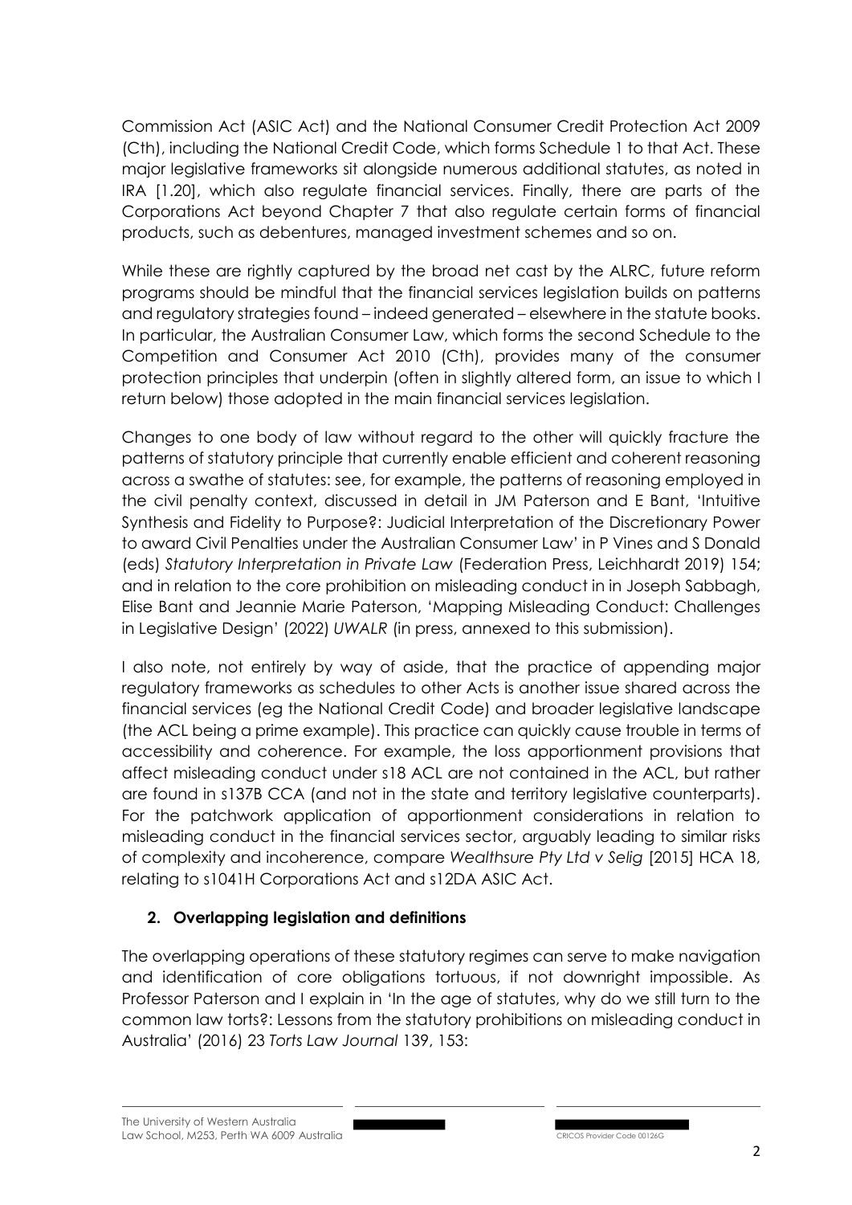Commission Act (ASIC Act) and the National Consumer Credit Protection Act 2009 (Cth), including the National Credit Code, which forms Schedule 1 to that Act. These major legislative frameworks sit alongside numerous additional statutes, as noted in IRA [1.20], which also regulate financial services. Finally, there are parts of the Corporations Act beyond Chapter 7 that also regulate certain forms of financial products, such as debentures, managed investment schemes and so on.

While these are rightly captured by the broad net cast by the ALRC, future reform programs should be mindful that the financial services legislation builds on patterns and regulatory strategies found – indeed generated – elsewhere in the statute books. In particular, the Australian Consumer Law, which forms the second Schedule to the Competition and Consumer Act 2010 (Cth), provides many of the consumer protection principles that underpin (often in slightly altered form, an issue to which I return below) those adopted in the main financial services legislation.

Changes to one body of law without regard to the other will quickly fracture the patterns of statutory principle that currently enable efficient and coherent reasoning across a swathe of statutes: see, for example, the patterns of reasoning employed in the civil penalty context, discussed in detail in JM Paterson and E Bant, 'Intuitive Synthesis and Fidelity to Purpose?: Judicial Interpretation of the Discretionary Power to award Civil Penalties under the Australian Consumer Law' in P Vines and S Donald (eds) *Statutory Interpretation in Private Law* (Federation Press, Leichhardt 2019) 154; and in relation to the core prohibition on misleading conduct in in Joseph Sabbagh, Elise Bant and Jeannie Marie Paterson, 'Mapping Misleading Conduct: Challenges in Legislative Design' (2022) *UWALR* (in press, annexed to this submission).

I also note, not entirely by way of aside, that the practice of appending major regulatory frameworks as schedules to other Acts is another issue shared across the financial services (eg the National Credit Code) and broader legislative landscape (the ACL being a prime example). This practice can quickly cause trouble in terms of accessibility and coherence. For example, the loss apportionment provisions that affect misleading conduct under s18 ACL are not contained in the ACL, but rather are found in s137B CCA (and not in the state and territory legislative counterparts). For the patchwork application of apportionment considerations in relation to misleading conduct in the financial services sector, arguably leading to similar risks of complexity and incoherence, compare *Wealthsure Pty Ltd v Selig* [2015] HCA 18, relating to s1041H Corporations Act and s12DA ASIC Act.

## 2. Overlapping legislation and definitions

The overlapping operations of these statutory regimes can serve to make navigation and identification of core obligations tortuous, if not downright impossible. As Professor Paterson and I explain in 'In the age of statutes, why do we still turn to the common law torts?: Lessons from the statutory prohibitions on misleading conduct in Australia' (2016) 23 *Torts Law Journal* 139, 153: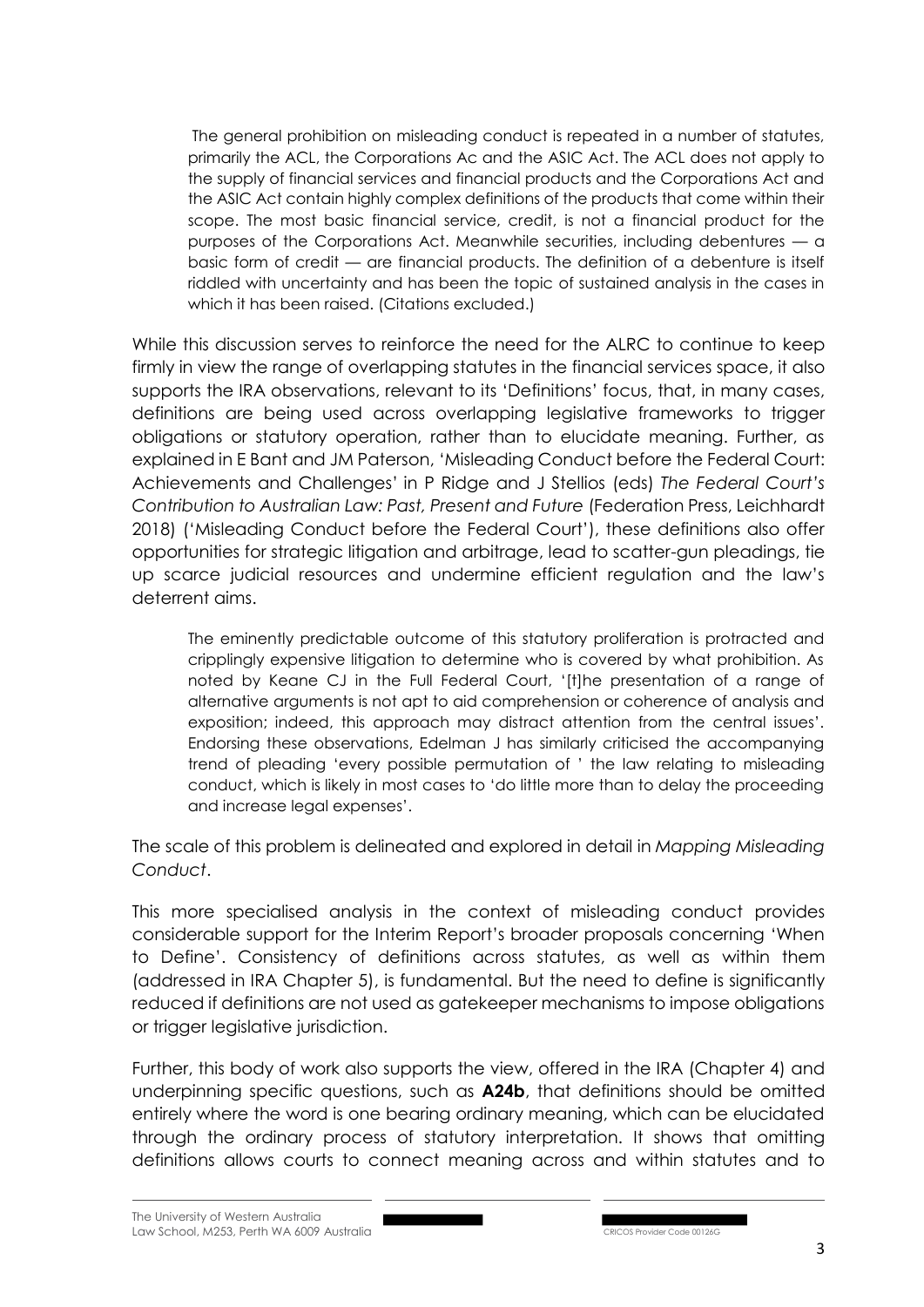> The general prohibition on misleading conduct is repeated in a number of statutes, primarily the ACL, the Corporations Ac and the ASIC Act. The ACL does not apply to the supply of financial services and financial products and the Corporations Act and the ASIC Act contain highly complex definitions of the products that come within their scope. The most basic financial service, credit, is not a financial product for the purposes of the Corporations Act. Meanwhile securities, including debentures — a basic form of credit — are financial products. The definition of a debenture is itself riddled with uncertainty and has been the topic of sustained analysis in the cases in which it has been raised. (Citations excluded.)

While this discussion serves to reinforce the need for the ALRC to continue to keep firmly in view the range of overlapping statutes in the financial services space, it also supports the IRA observations, relevant to its 'Definitions' focus, that, in many cases, definitions are being used across overlapping legislative frameworks to trigger obligations or statutory operation, rather than to elucidate meaning. Further, as explained in E Bant and JM Paterson, 'Misleading Conduct before the Federal Court: Achievements and Challenges' in P Ridge and J Stellios (eds) *The Federal Court's Contribution to Australian Law: Past, Present and Future* (Federation Press, Leichhardt 2018) ('Misleading Conduct before the Federal Court'), these definitions also offer opportunities for strategic litigation and arbitrage, lead to scatter-gun pleadings, tie up scarce judicial resources and undermine efficient regulation and the law's deterrent aims.

> The eminently predictable outcome of this statutory proliferation is protracted and cripplingly expensive litigation to determine who is covered by what prohibition. As noted by Keane CJ in the Full Federal Court, '[t]he presentation of a range of alternative arguments is not apt to aid comprehension or coherence of analysis and exposition; indeed, this approach may distract attention from the central issues'. Endorsing these observations, Edelman J has similarly criticised the accompanying trend of pleading 'every possible permutation of ' the law relating to misleading conduct, which is likely in most cases to 'do little more than to delay the proceeding and increase legal expenses'.

The scale of this problem is delineated and explored in detail in *Mapping Misleading Conduct*.

This more specialised analysis in the context of misleading conduct provides considerable support for the Interim Report's broader proposals concerning 'When to Define'. Consistency of definitions across statutes, as well as within them (addressed in IRA Chapter 5), is fundamental. But the need to define is significantly reduced if definitions are not used as gatekeeper mechanisms to impose obligations or trigger legislative jurisdiction.

Further, this body of work also supports the view, offered in the IRA (Chapter 4) and underpinning specific questions, such as **A24b**, that definitions should be omitted entirely where the word is one bearing ordinary meaning, which can be elucidated through the ordinary process of statutory interpretation. It shows that omitting definitions allows courts to connect meaning across and within statutes and to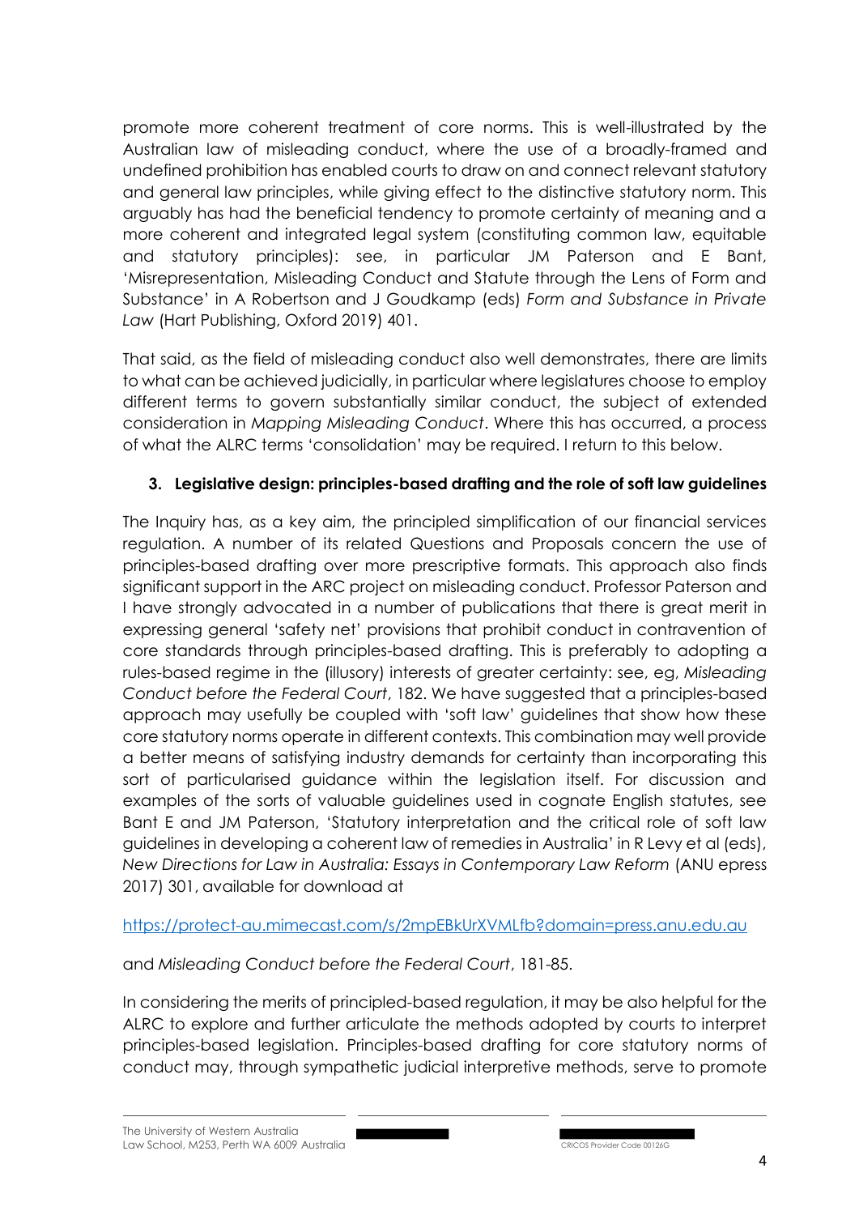promote more coherent treatment of core norms. This is well-illustrated by the Australian law of misleading conduct, where the use of a broadly-framed and undefined prohibition has enabled courts to draw on and connect relevant statutory and general law principles, while giving effect to the distinctive statutory norm. This arguably has had the beneficial tendency to promote certainty of meaning and a more coherent and integrated legal system (constituting common law, equitable and statutory principles): see, in particular JM Paterson and E Bant, 'Misrepresentation, Misleading Conduct and Statute through the Lens of Form and Substance' in A Robertson and J Goudkamp (eds) *Form and Substance in Private Law* (Hart Publishing, Oxford 2019) 401.

That said, as the field of misleading conduct also well demonstrates, there are limits to what can be achieved judicially, in particular where legislatures choose to employ different terms to govern substantially similar conduct, the subject of extended consideration in *Mapping Misleading Conduct*. Where this has occurred, a process of what the ALRC terms 'consolidation' may be required. I return to this below.

### 3. Legislative design: principles-based drafting and the role of soft law guidelines

The Inquiry has, as a key aim, the principled simplification of our financial services regulation. A number of its related Questions and Proposals concern the use of principles-based drafting over more prescriptive formats. This approach also finds significant support in the ARC project on misleading conduct. Professor Paterson and I have strongly advocated in a number of publications that there is great merit in expressing general 'safety net' provisions that prohibit conduct in contravention of core standards through principles-based drafting. This is preferably to adopting a rules-based regime in the (illusory) interests of greater certainty: see, eg, *Misleading Conduct before the Federal Court*, 182. We have suggested that a principles-based approach may usefully be coupled with 'soft law' guidelines that show how these core statutory norms operate in different contexts. This combination may well provide a better means of satisfying industry demands for certainty than incorporating this sort of particularised guidance within the legislation itself. For discussion and examples of the sorts of valuable guidelines used in cognate English statutes, see Bant E and JM Paterson, 'Statutory interpretation and the critical role of soft law guidelines in developing a coherent law of remedies in Australia' in R Levy et al (eds), *New Directions for Law in Australia: Essays in Contemporary Law Reform* (ANU epress 2017) 301, available for download at

https://protect-au.mimecast.com/s/2mpEBkUrXVMLfb?domain=press.anu.edu.au

and *Misleading Conduct before the Federal Court*, 181-85.

In considering the merits of principled-based regulation, it may be also helpful for the ALRC to explore and further articulate the methods adopted by courts to interpret principles-based legislation. Principles-based drafting for core statutory norms of conduct may, through sympathetic judicial interpretive methods, serve to promote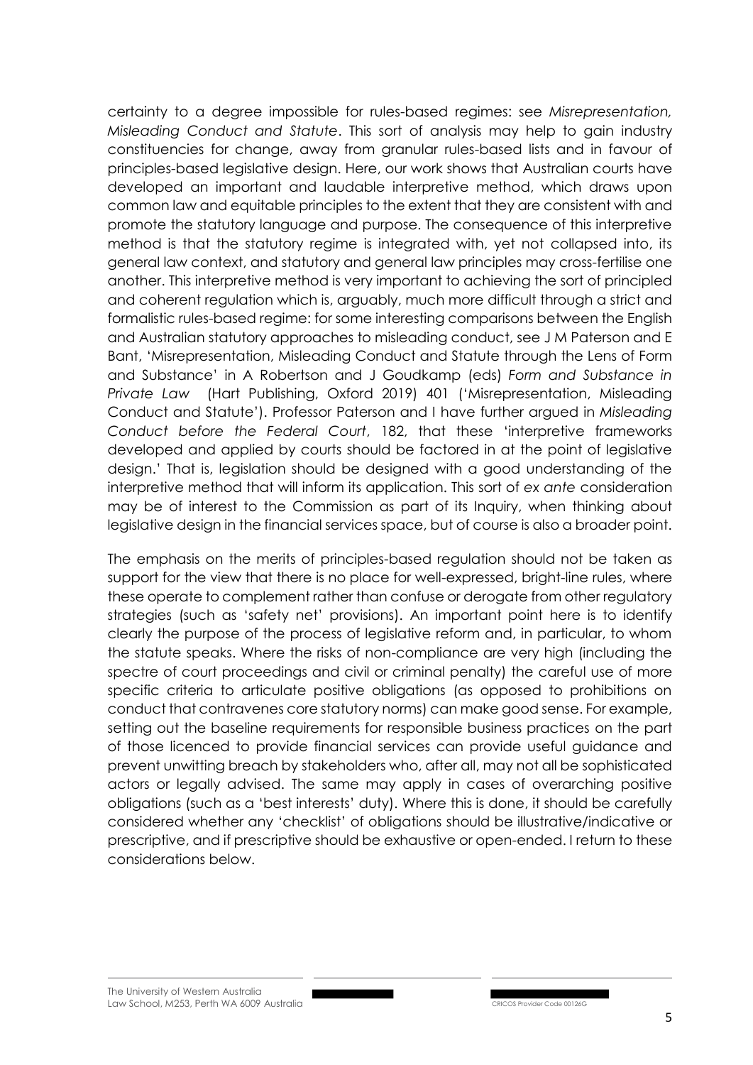certainty to a degree impossible for rules-based regimes: see *Misrepresentation, Misleading Conduct and Statute*. This sort of analysis may help to gain industry constituencies for change, away from granular rules-based lists and in favour of principles-based legislative design. Here, our work shows that Australian courts have developed an important and laudable interpretive method, which draws upon common law and equitable principles to the extent that they are consistent with and promote the statutory language and purpose. The consequence of this interpretive method is that the statutory regime is integrated with, yet not collapsed into, its general law context, and statutory and general law principles may cross-fertilise one another. This interpretive method is very important to achieving the sort of principled and coherent regulation which is, arguably, much more difficult through a strict and formalistic rules-based regime: for some interesting comparisons between the English and Australian statutory approaches to misleading conduct, see J M Paterson and E Bant, 'Misrepresentation, Misleading Conduct and Statute through the Lens of Form and Substance' in A Robertson and J Goudkamp (eds) *Form and Substance in Private Law* (Hart Publishing, Oxford 2019) 401 ('Misrepresentation, Misleading Conduct and Statute'). Professor Paterson and I have further argued in *Misleading Conduct before the Federal Court*, 182, that these 'interpretive frameworks developed and applied by courts should be factored in at the point of legislative design.' That is, legislation should be designed with a good understanding of the interpretive method that will inform its application. This sort of *ex ante* consideration may be of interest to the Commission as part of its Inquiry, when thinking about legislative design in the financial services space, but of course is also a broader point.

The emphasis on the merits of principles-based regulation should not be taken as support for the view that there is no place for well-expressed, bright-line rules, where these operate to complement rather than confuse or derogate from other regulatory strategies (such as 'safety net' provisions). An important point here is to identify clearly the purpose of the process of legislative reform and, in particular, to whom the statute speaks. Where the risks of non-compliance are very high (including the spectre of court proceedings and civil or criminal penalty) the careful use of more specific criteria to articulate positive obligations (as opposed to prohibitions on conduct that contravenes core statutory norms) can make good sense. For example, setting out the baseline requirements for responsible business practices on the part of those licenced to provide financial services can provide useful guidance and prevent unwitting breach by stakeholders who, after all, may not all be sophisticated actors or legally advised. The same may apply in cases of overarching positive obligations (such as a 'best interests' duty). Where this is done, it should be carefully considered whether any 'checklist' of obligations should be illustrative/indicative or prescriptive, and if prescriptive should be exhaustive or open-ended. I return to these considerations below.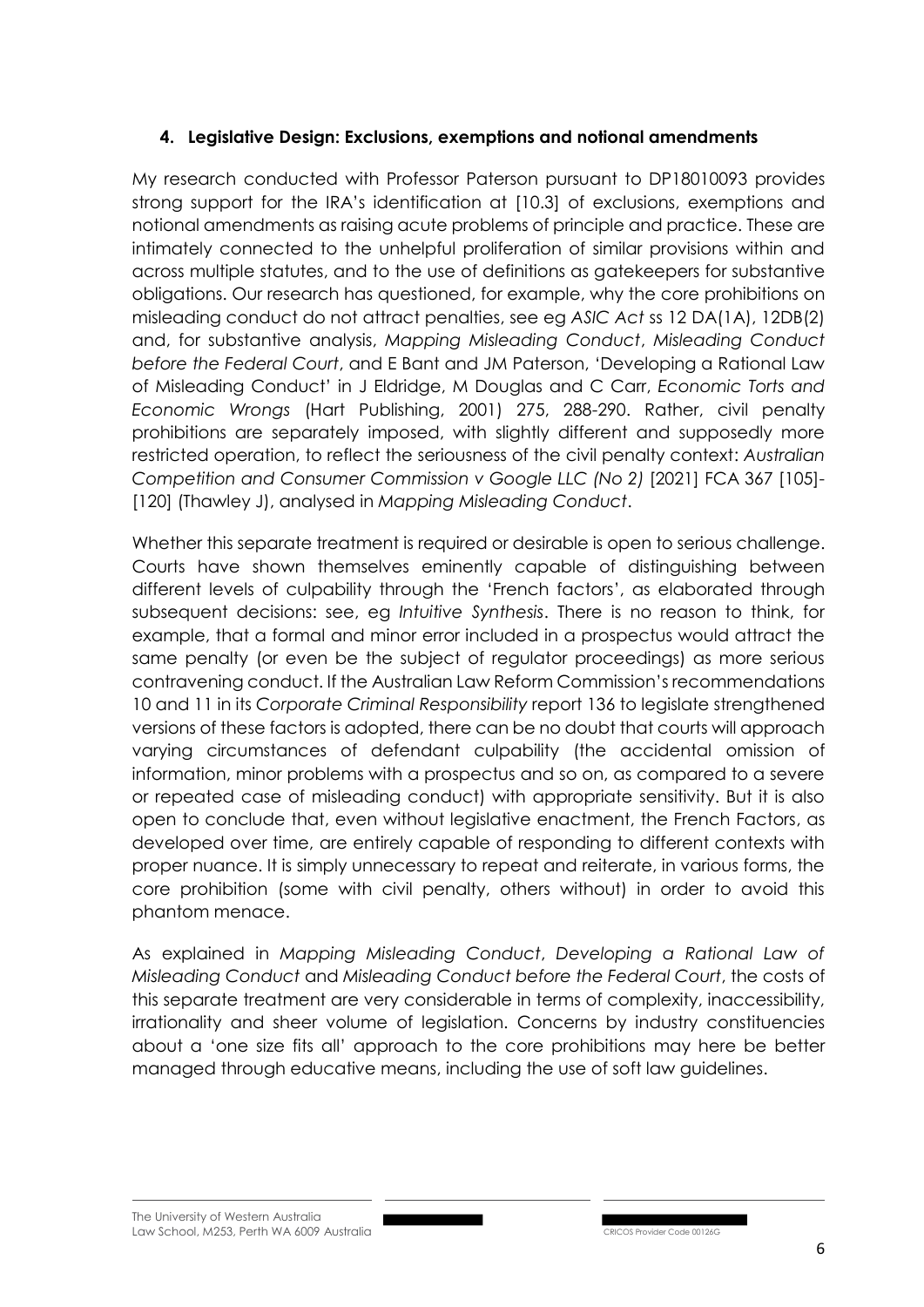## 4. Legislative Design: Exclusions, exemptions and notional amendments

My research conducted with Professor Paterson pursuant to DP18010093 provides strong support for the IRA's identification at [10.3] of exclusions, exemptions and notional amendments as raising acute problems of principle and practice. These are intimately connected to the unhelpful proliferation of similar provisions within and across multiple statutes, and to the use of definitions as gatekeepers for substantive obligations. Our research has questioned, for example, why the core prohibitions on misleading conduct do not attract penalties, see eg *ASIC Act* ss 12 DA(1A), 12DB(2) and, for substantive analysis, *Mapping Misleading Conduct*, *Misleading Conduct before the Federal Court*, and E Bant and JM Paterson, 'Developing a Rational Law of Misleading Conduct' in J Eldridge, M Douglas and C Carr, *Economic Torts and Economic Wrongs* (Hart Publishing, 2001) 275, 288-290. Rather, civil penalty prohibitions are separately imposed, with slightly different and supposedly more restricted operation, to reflect the seriousness of the civil penalty context: *Australian Competition and Consumer Commission v Google LLC (No 2)* [2021] FCA 367 [105]-[120] (Thawley J), analysed in *Mapping Misleading Conduct*.

Whether this separate treatment is required or desirable is open to serious challenge. Courts have shown themselves eminently capable of distinguishing between different levels of culpability through the 'French factors', as elaborated through subsequent decisions: see, eg *Intuitive Synthesis*. There is no reason to think, for example, that a formal and minor error included in a prospectus would attract the same penalty (or even be the subject of regulator proceedings) as more serious contravening conduct. If the Australian Law Reform Commission's recommendations 10 and 11 in its *Corporate Criminal Responsibility* report 136 to legislate strengthened versions of these factors is adopted, there can be no doubt that courts will approach varying circumstances of defendant culpability (the accidental omission of information, minor problems with a prospectus and so on, as compared to a severe or repeated case of misleading conduct) with appropriate sensitivity. But it is also open to conclude that, even without legislative enactment, the French Factors, as developed over time, are entirely capable of responding to different contexts with proper nuance. It is simply unnecessary to repeat and reiterate, in various forms, the core prohibition (some with civil penalty, others without) in order to avoid this phantom menace.

As explained in *Mapping Misleading Conduct*, *Developing a Rational Law of Misleading Conduct* and *Misleading Conduct before the Federal Court*, the costs of this separate treatment are very considerable in terms of complexity, inaccessibility, irrationality and sheer volume of legislation. Concerns by industry constituencies about a 'one size fits all' approach to the core prohibitions may here be better managed through educative means, including the use of soft law guidelines.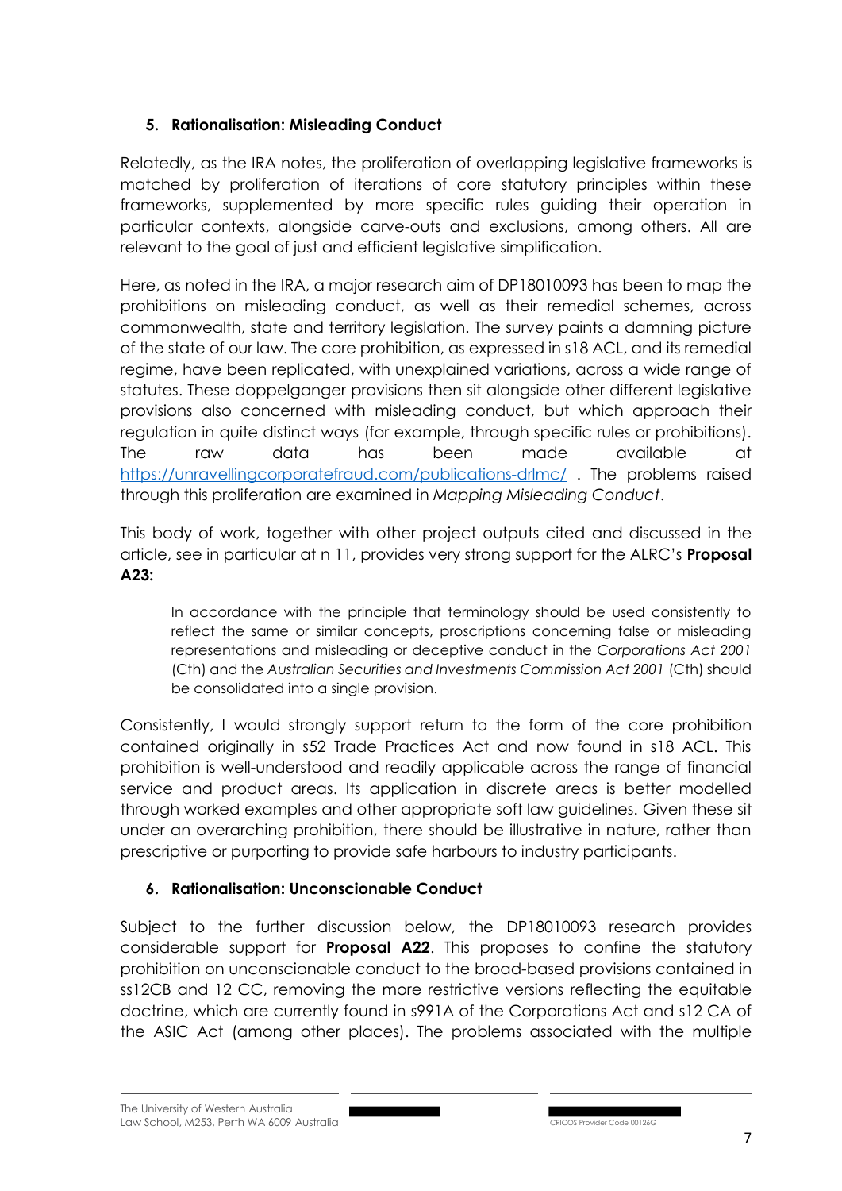### 5. Rationalisation: Misleading Conduct

Relatedly, as the IRA notes, the proliferation of overlapping legislative frameworks is matched by proliferation of iterations of core statutory principles within these frameworks, supplemented by more specific rules guiding their operation in particular contexts, alongside carve-outs and exclusions, among others. All are relevant to the goal of just and efficient legislative simplification.

Here, as noted in the IRA, a major research aim of DP18010093 has been to map the prohibitions on misleading conduct, as well as their remedial schemes, across commonwealth, state and territory legislation. The survey paints a damning picture of the state of our law. The core prohibition, as expressed in s18 ACL, and its remedial regime, have been replicated, with unexplained variations, across a wide range of statutes. These doppelganger provisions then sit alongside other different legislative provisions also concerned with misleading conduct, but which approach their regulation in quite distinct ways (for example, through specific rules or prohibitions). The raw data has been made available at https://unravellingcorporatefraud.com/publications-drlmc/ . The problems raised through this proliferation are examined in *Mapping Misleading Conduct*.

This body of work, together with other project outputs cited and discussed in the article, see in particular at n 11, provides very strong support for the ALRC's **Proposal A23:**

> In accordance with the principle that terminology should be used consistently to reflect the same or similar concepts, proscriptions concerning false or misleading representations and misleading or deceptive conduct in the *Corporations Act 2001* (Cth) and the *Australian Securities and Investments Commission Act 2001* (Cth) should be consolidated into a single provision.

Consistently, I would strongly support return to the form of the core prohibition contained originally in s52 Trade Practices Act and now found in s18 ACL. This prohibition is well-understood and readily applicable across the range of financial service and product areas. Its application in discrete areas is better modelled through worked examples and other appropriate soft law guidelines. Given these sit under an overarching prohibition, there should be illustrative in nature, rather than prescriptive or purporting to provide safe harbours to industry participants.

### 6. Rationalisation: Unconscionable Conduct

Subject to the further discussion below, the DP18010093 research provides considerable support for **Proposal A22**. This proposes to confine the statutory prohibition on unconscionable conduct to the broad-based provisions contained in ss12CB and 12 CC, removing the more restrictive versions reflecting the equitable doctrine, which are currently found in s991A of the Corporations Act and s12 CA of the ASIC Act (among other places). The problems associated with the multiple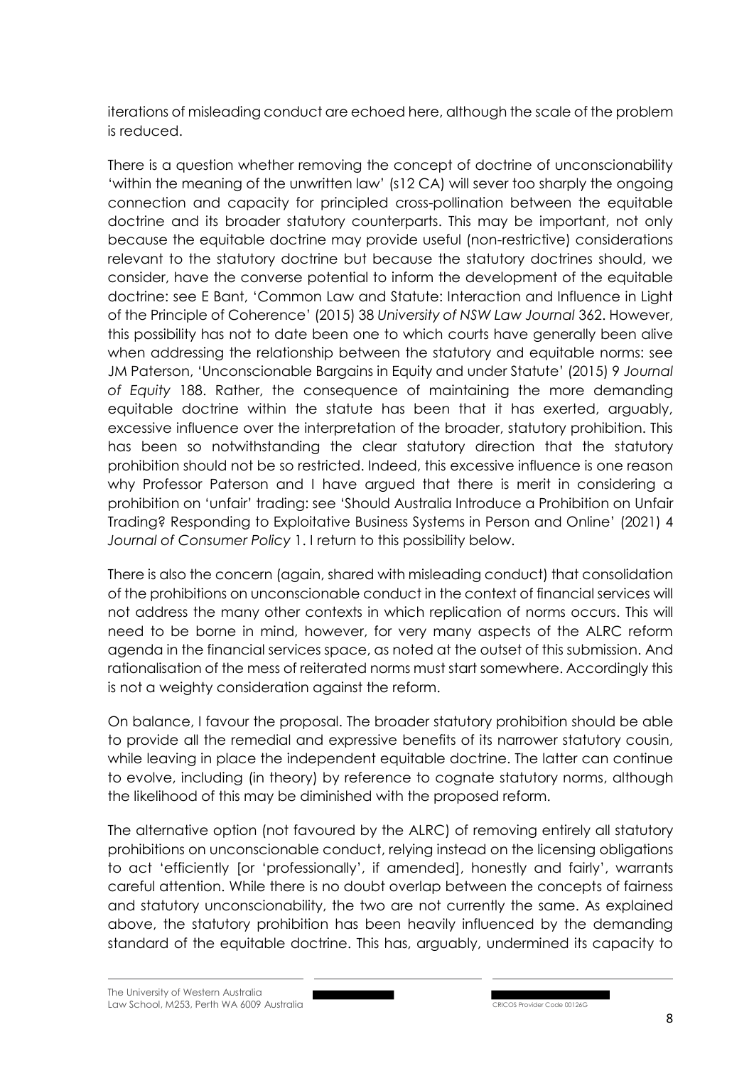iterations of misleading conduct are echoed here, although the scale of the problem is reduced.

There is a question whether removing the concept of doctrine of unconscionability 'within the meaning of the unwritten law' (s12 CA) will sever too sharply the ongoing connection and capacity for principled cross-pollination between the equitable doctrine and its broader statutory counterparts. This may be important, not only because the equitable doctrine may provide useful (non-restrictive) considerations relevant to the statutory doctrine but because the statutory doctrines should, we consider, have the converse potential to inform the development of the equitable doctrine: see E Bant, 'Common Law and Statute: Interaction and Influence in Light of the Principle of Coherence' (2015) 38 *University of NSW Law Journal* 362. However, this possibility has not to date been one to which courts have generally been alive when addressing the relationship between the statutory and equitable norms: see JM Paterson, 'Unconscionable Bargains in Equity and under Statute' (2015) 9 *Journal of Equity* 188. Rather, the consequence of maintaining the more demanding equitable doctrine within the statute has been that it has exerted, arguably, excessive influence over the interpretation of the broader, statutory prohibition. This has been so notwithstanding the clear statutory direction that the statutory prohibition should not be so restricted. Indeed, this excessive influence is one reason why Professor Paterson and I have argued that there is merit in considering a prohibition on 'unfair' trading: see 'Should Australia Introduce a Prohibition on Unfair Trading? Responding to Exploitative Business Systems in Person and Online' (2021) 4 *Journal of Consumer Policy* 1. I return to this possibility below.

There is also the concern (again, shared with misleading conduct) that consolidation of the prohibitions on unconscionable conduct in the context of financial services will not address the many other contexts in which replication of norms occurs. This will need to be borne in mind, however, for very many aspects of the ALRC reform agenda in the financial services space, as noted at the outset of this submission. And rationalisation of the mess of reiterated norms must start somewhere. Accordingly this is not a weighty consideration against the reform.

On balance, I favour the proposal. The broader statutory prohibition should be able to provide all the remedial and expressive benefits of its narrower statutory cousin, while leaving in place the independent equitable doctrine. The latter can continue to evolve, including (in theory) by reference to cognate statutory norms, although the likelihood of this may be diminished with the proposed reform.

The alternative option (not favoured by the ALRC) of removing entirely all statutory prohibitions on unconscionable conduct, relying instead on the licensing obligations to act 'efficiently [or 'professionally', if amended], honestly and fairly', warrants careful attention. While there is no doubt overlap between the concepts of fairness and statutory unconscionability, the two are not currently the same. As explained above, the statutory prohibition has been heavily influenced by the demanding standard of the equitable doctrine. This has, arguably, undermined its capacity to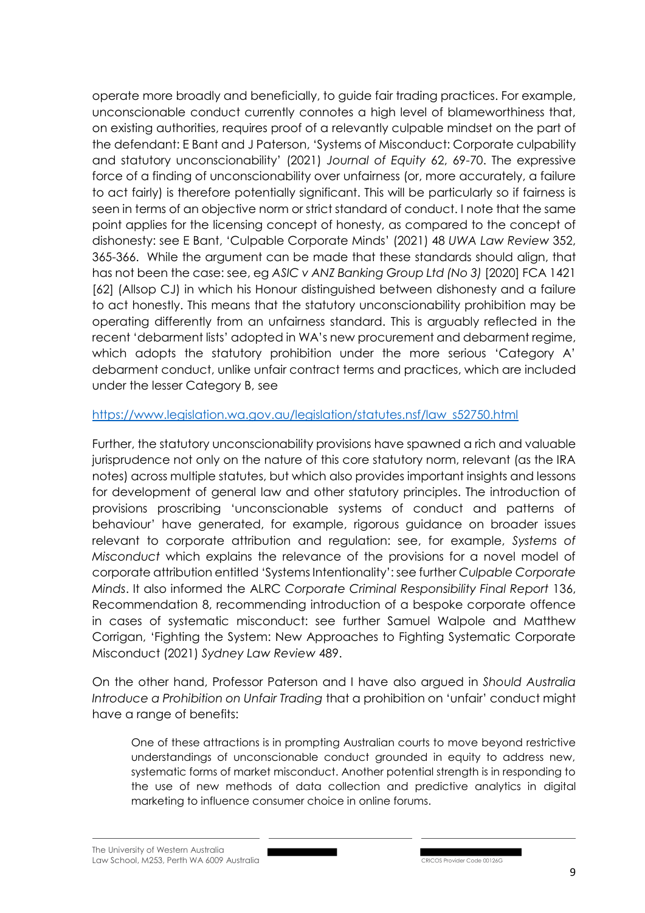operate more broadly and beneficially, to guide fair trading practices. For example, unconscionable conduct currently connotes a high level of blameworthiness that, on existing authorities, requires proof of a relevantly culpable mindset on the part of the defendant: E Bant and J Paterson, 'Systems of Misconduct: Corporate culpability and statutory unconscionability' (2021) *Journal of Equity* 62, 69-70. The expressive force of a finding of unconscionability over unfairness (or, more accurately, a failure to act fairly) is therefore potentially significant. This will be particularly so if fairness is seen in terms of an objective norm or strict standard of conduct. I note that the same point applies for the licensing concept of honesty, as compared to the concept of dishonesty: see E Bant, 'Culpable Corporate Minds' (2021) 48 *UWA Law Review* 352, 365-366. While the argument can be made that these standards should align, that has not been the case: see, eg *ASIC v ANZ Banking Group Ltd (No 3)* [2020] FCA 1421 [62] (Allsop CJ) in which his Honour distinguished between dishonesty and a failure to act honestly. This means that the statutory unconscionability prohibition may be operating differently from an unfairness standard. This is arguably reflected in the recent 'debarment lists' adopted in WA's new procurement and debarment regime, which adopts the statutory prohibition under the more serious 'Category A' debarment conduct, unlike unfair contract terms and practices, which are included under the lesser Category B, see

https://www.legislation.wa.gov.au/legislation/statutes.nsf/law_s52750.html

Further, the statutory unconscionability provisions have spawned a rich and valuable jurisprudence not only on the nature of this core statutory norm, relevant (as the IRA notes) across multiple statutes, but which also provides important insights and lessons for development of general law and other statutory principles. The introduction of provisions proscribing 'unconscionable systems of conduct and patterns of behaviour' have generated, for example, rigorous guidance on broader issues relevant to corporate attribution and regulation: see, for example, *Systems of Misconduct* which explains the relevance of the provisions for a novel model of corporate attribution entitled 'Systems Intentionality': see further *Culpable Corporate Minds*. It also informed the ALRC *Corporate Criminal Responsibility Final Report* 136, Recommendation 8, recommending introduction of a bespoke corporate offence in cases of systematic misconduct: see further Samuel Walpole and Matthew Corrigan, 'Fighting the System: New Approaches to Fighting Systematic Corporate Misconduct (2021) *Sydney Law Review* 489.

On the other hand, Professor Paterson and I have also argued in *Should Australia Introduce a Prohibition on Unfair Trading* that a prohibition on 'unfair' conduct might have a range of benefits:

> One of these attractions is in prompting Australian courts to move beyond restrictive understandings of unconscionable conduct grounded in equity to address new, systematic forms of market misconduct. Another potential strength is in responding to the use of new methods of data collection and predictive analytics in digital marketing to influence consumer choice in online forums.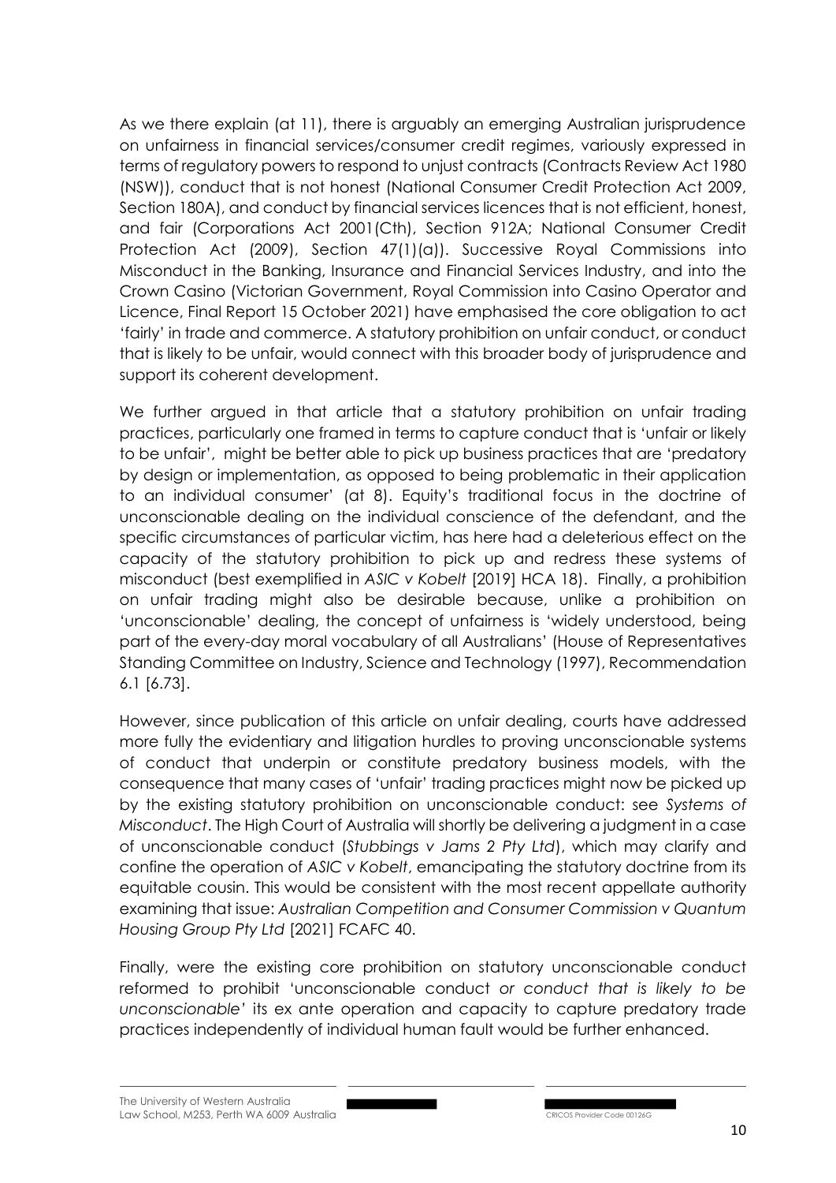As we there explain (at 11), there is arguably an emerging Australian jurisprudence on unfairness in financial services/consumer credit regimes, variously expressed in terms of regulatory powers to respond to unjust contracts (Contracts Review Act 1980 (NSW)), conduct that is not honest (National Consumer Credit Protection Act 2009, Section 180A), and conduct by financial services licences that is not efficient, honest, and fair (Corporations Act 2001(Cth), Section 912A; National Consumer Credit Protection Act (2009), Section 47(1)(a)). Successive Royal Commissions into Misconduct in the Banking, Insurance and Financial Services Industry, and into the Crown Casino (Victorian Government, Royal Commission into Casino Operator and Licence, Final Report 15 October 2021) have emphasised the core obligation to act 'fairly' in trade and commerce. A statutory prohibition on unfair conduct, or conduct that is likely to be unfair, would connect with this broader body of jurisprudence and support its coherent development.

We further argued in that article that a statutory prohibition on unfair trading practices, particularly one framed in terms to capture conduct that is 'unfair or likely to be unfair', might be better able to pick up business practices that are 'predatory by design or implementation, as opposed to being problematic in their application to an individual consumer' (at 8). Equity's traditional focus in the doctrine of unconscionable dealing on the individual conscience of the defendant, and the specific circumstances of particular victim, has here had a deleterious effect on the capacity of the statutory prohibition to pick up and redress these systems of misconduct (best exemplified in *ASIC v Kobelt* [2019] HCA 18). Finally, a prohibition on unfair trading might also be desirable because, unlike a prohibition on 'unconscionable' dealing, the concept of unfairness is 'widely understood, being part of the every-day moral vocabulary of all Australians' (House of Representatives Standing Committee on Industry, Science and Technology (1997), Recommendation 6.1 [6.73].

However, since publication of this article on unfair dealing, courts have addressed more fully the evidentiary and litigation hurdles to proving unconscionable systems of conduct that underpin or constitute predatory business models, with the consequence that many cases of 'unfair' trading practices might now be picked up by the existing statutory prohibition on unconscionable conduct: see *Systems of Misconduct*. The High Court of Australia will shortly be delivering a judgment in a case of unconscionable conduct (*Stubbings v Jams 2 Pty Ltd*), which may clarify and confine the operation of *ASIC v Kobelt*, emancipating the statutory doctrine from its equitable cousin. This would be consistent with the most recent appellate authority examining that issue: *Australian Competition and Consumer Commission v Quantum Housing Group Pty Ltd* [2021] FCAFC 40.

Finally, were the existing core prohibition on statutory unconscionable conduct reformed to prohibit 'unconscionable conduct *or conduct that is likely to be unconscionable'* its ex ante operation and capacity to capture predatory trade practices independently of individual human fault would be further enhanced.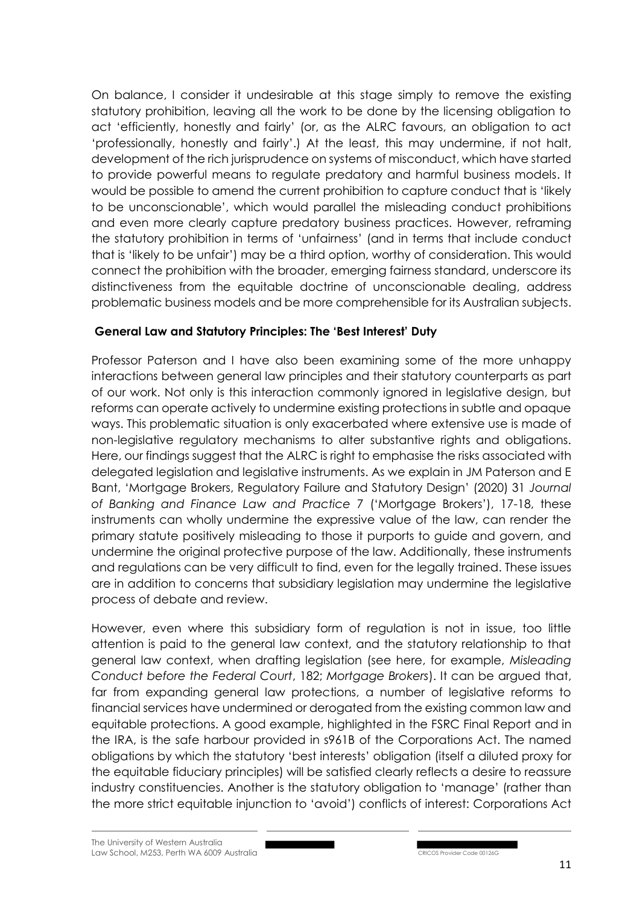On balance, I consider it undesirable at this stage simply to remove the existing statutory prohibition, leaving all the work to be done by the licensing obligation to act 'efficiently, honestly and fairly' (or, as the ALRC favours, an obligation to act 'professionally, honestly and fairly'.) At the least, this may undermine, if not halt, development of the rich jurisprudence on systems of misconduct, which have started to provide powerful means to regulate predatory and harmful business models. It would be possible to amend the current prohibition to capture conduct that is 'likely to be unconscionable', which would parallel the misleading conduct prohibitions and even more clearly capture predatory business practices. However, reframing the statutory prohibition in terms of 'unfairness' (and in terms that include conduct that is 'likely to be unfair') may be a third option, worthy of consideration. This would connect the prohibition with the broader, emerging fairness standard, underscore its distinctiveness from the equitable doctrine of unconscionable dealing, address problematic business models and be more comprehensible for its Australian subjects.

### General Law and Statutory Principles: The 'Best Interest' Duty

Professor Paterson and I have also been examining some of the more unhappy interactions between general law principles and their statutory counterparts as part of our work. Not only is this interaction commonly ignored in legislative design, but reforms can operate actively to undermine existing protections in subtle and opaque ways. This problematic situation is only exacerbated where extensive use is made of non-legislative regulatory mechanisms to alter substantive rights and obligations. Here, our findings suggest that the ALRC is right to emphasise the risks associated with delegated legislation and legislative instruments. As we explain in JM Paterson and E Bant, 'Mortgage Brokers, Regulatory Failure and Statutory Design' (2020) 31 *Journal of Banking and Finance Law and Practice 7* ('Mortgage Brokers'), 17-18, these instruments can wholly undermine the expressive value of the law, can render the primary statute positively misleading to those it purports to guide and govern, and undermine the original protective purpose of the law. Additionally, these instruments and regulations can be very difficult to find, even for the legally trained. These issues are in addition to concerns that subsidiary legislation may undermine the legislative process of debate and review.

However, even where this subsidiary form of regulation is not in issue, too little attention is paid to the general law context, and the statutory relationship to that general law context, when drafting legislation (see here, for example, *Misleading Conduct before the Federal Court*, 182; *Mortgage Brokers*). It can be argued that, far from expanding general law protections, a number of legislative reforms to financial services have undermined or derogated from the existing common law and equitable protections. A good example, highlighted in the FSRC Final Report and in the IRA, is the safe harbour provided in s961B of the Corporations Act. The named obligations by which the statutory 'best interests' obligation (itself a diluted proxy for the equitable fiduciary principles) will be satisfied clearly reflects a desire to reassure industry constituencies. Another is the statutory obligation to 'manage' (rather than the more strict equitable injunction to 'avoid') conflicts of interest: Corporations Act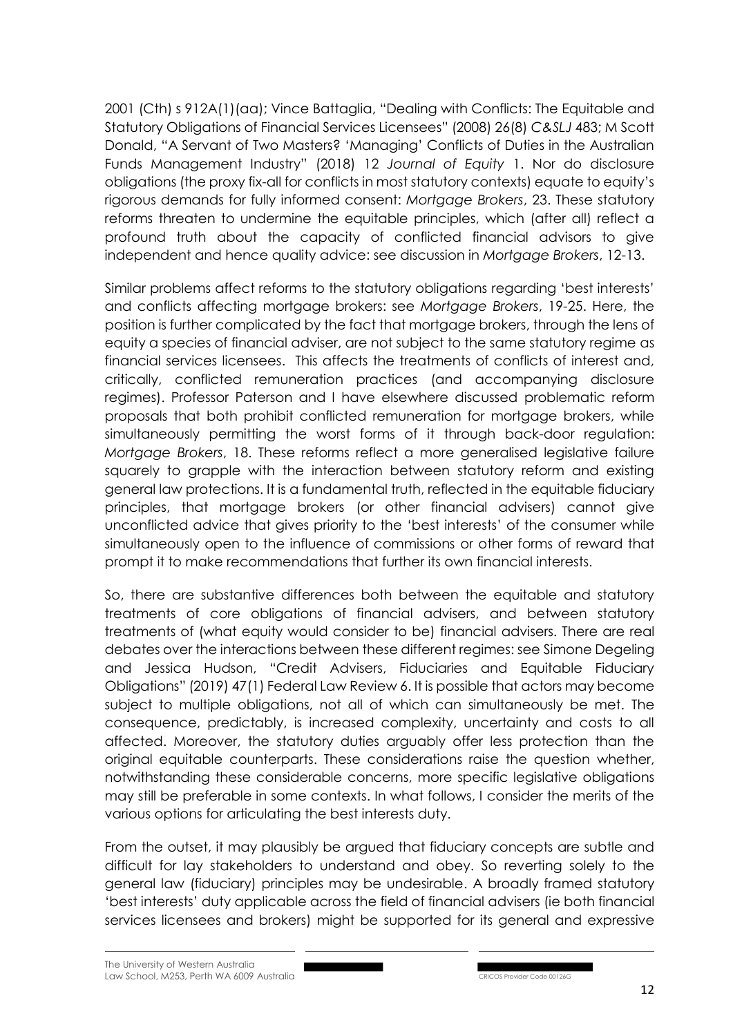2001 (Cth) s 912A(1)(aa); Vince Battaglia, "Dealing with Conflicts: The Equitable and Statutory Obligations of Financial Services Licensees" (2008) 26(8) *C&SLJ* 483; M Scott Donald, "A Servant of Two Masters? 'Managing' Conflicts of Duties in the Australian Funds Management Industry" (2018) 12 *Journal of Equity* 1. Nor do disclosure obligations (the proxy fix-all for conflicts in most statutory contexts) equate to equity's rigorous demands for fully informed consent: *Mortgage Brokers*, 23. These statutory reforms threaten to undermine the equitable principles, which (after all) reflect a profound truth about the capacity of conflicted financial advisors to give independent and hence quality advice: see discussion in *Mortgage Brokers*, 12-13.

Similar problems affect reforms to the statutory obligations regarding 'best interests' and conflicts affecting mortgage brokers: see *Mortgage Brokers*, 19-25. Here, the position is further complicated by the fact that mortgage brokers, through the lens of equity a species of financial adviser, are not subject to the same statutory regime as financial services licensees. This affects the treatments of conflicts of interest and, critically, conflicted remuneration practices (and accompanying disclosure regimes). Professor Paterson and I have elsewhere discussed problematic reform proposals that both prohibit conflicted remuneration for mortgage brokers, while simultaneously permitting the worst forms of it through back-door regulation: *Mortgage Brokers*, 18. These reforms reflect a more generalised legislative failure squarely to grapple with the interaction between statutory reform and existing general law protections. It is a fundamental truth, reflected in the equitable fiduciary principles, that mortgage brokers (or other financial advisers) cannot give unconflicted advice that gives priority to the 'best interests' of the consumer while simultaneously open to the influence of commissions or other forms of reward that prompt it to make recommendations that further its own financial interests.

So, there are substantive differences both between the equitable and statutory treatments of core obligations of financial advisers, and between statutory treatments of (what equity would consider to be) financial advisers. There are real debates over the interactions between these different regimes: see Simone Degeling and Jessica Hudson, "Credit Advisers, Fiduciaries and Equitable Fiduciary Obligations" (2019) 47(1) Federal Law Review 6. It is possible that actors may become subject to multiple obligations, not all of which can simultaneously be met. The consequence, predictably, is increased complexity, uncertainty and costs to all affected. Moreover, the statutory duties arguably offer less protection than the original equitable counterparts. These considerations raise the question whether, notwithstanding these considerable concerns, more specific legislative obligations may still be preferable in some contexts. In what follows, I consider the merits of the various options for articulating the best interests duty.

From the outset, it may plausibly be argued that fiduciary concepts are subtle and difficult for lay stakeholders to understand and obey. So reverting solely to the general law (fiduciary) principles may be undesirable. A broadly framed statutory 'best interests' duty applicable across the field of financial advisers (ie both financial services licensees and brokers) might be supported for its general and expressive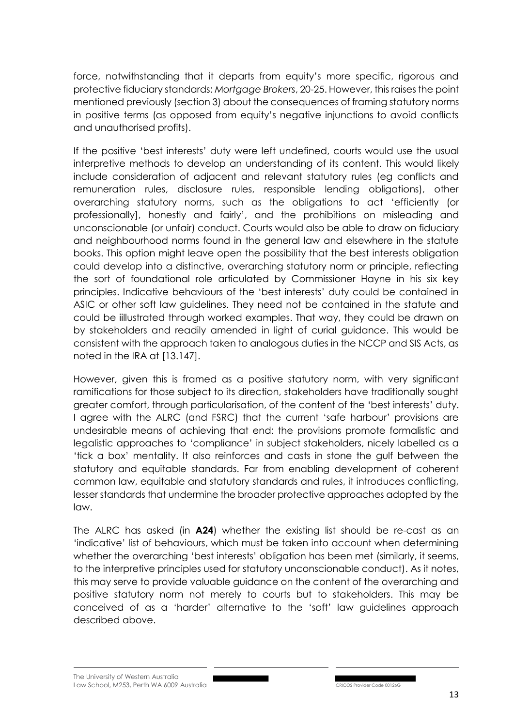force, notwithstanding that it departs from equity's more specific, rigorous and protective fiduciary standards: *Mortgage Brokers*, 20-25. However, this raises the point mentioned previously (section 3) about the consequences of framing statutory norms in positive terms (as opposed from equity's negative injunctions to avoid conflicts and unauthorised profits).

If the positive 'best interests' duty were left undefined, courts would use the usual interpretive methods to develop an understanding of its content. This would likely include consideration of adjacent and relevant statutory rules (eg conflicts and remuneration rules, disclosure rules, responsible lending obligations), other overarching statutory norms, such as the obligations to act 'efficiently (or professionally], honestly and fairly', and the prohibitions on misleading and unconscionable (or unfair) conduct. Courts would also be able to draw on fiduciary and neighbourhood norms found in the general law and elsewhere in the statute books. This option might leave open the possibility that the best interests obligation could develop into a distinctive, overarching statutory norm or principle, reflecting the sort of foundational role articulated by Commissioner Hayne in his six key principles. Indicative behaviours of the 'best interests' duty could be contained in ASIC or other soft law guidelines. They need not be contained in the statute and could be iillustrated through worked examples. That way, they could be drawn on by stakeholders and readily amended in light of curial guidance. This would be consistent with the approach taken to analogous duties in the NCCP and SIS Acts, as noted in the IRA at [13.147].

However, given this is framed as a positive statutory norm, with very significant ramifications for those subject to its direction, stakeholders have traditionally sought greater comfort, through particularisation, of the content of the 'best interests' duty. I agree with the ALRC (and FSRC) that the current 'safe harbour' provisions are undesirable means of achieving that end: the provisions promote formalistic and legalistic approaches to 'compliance' in subject stakeholders, nicely labelled as a 'tick a box' mentality. It also reinforces and casts in stone the gulf between the statutory and equitable standards. Far from enabling development of coherent common law, equitable and statutory standards and rules, it introduces conflicting, lesser standards that undermine the broader protective approaches adopted by the law.

The ALRC has asked (in **A24**) whether the existing list should be re-cast as an 'indicative' list of behaviours, which must be taken into account when determining whether the overarching 'best interests' obligation has been met (similarly, it seems, to the interpretive principles used for statutory unconscionable conduct). As it notes, this may serve to provide valuable guidance on the content of the overarching and positive statutory norm not merely to courts but to stakeholders. This may be conceived of as a 'harder' alternative to the 'soft' law guidelines approach described above.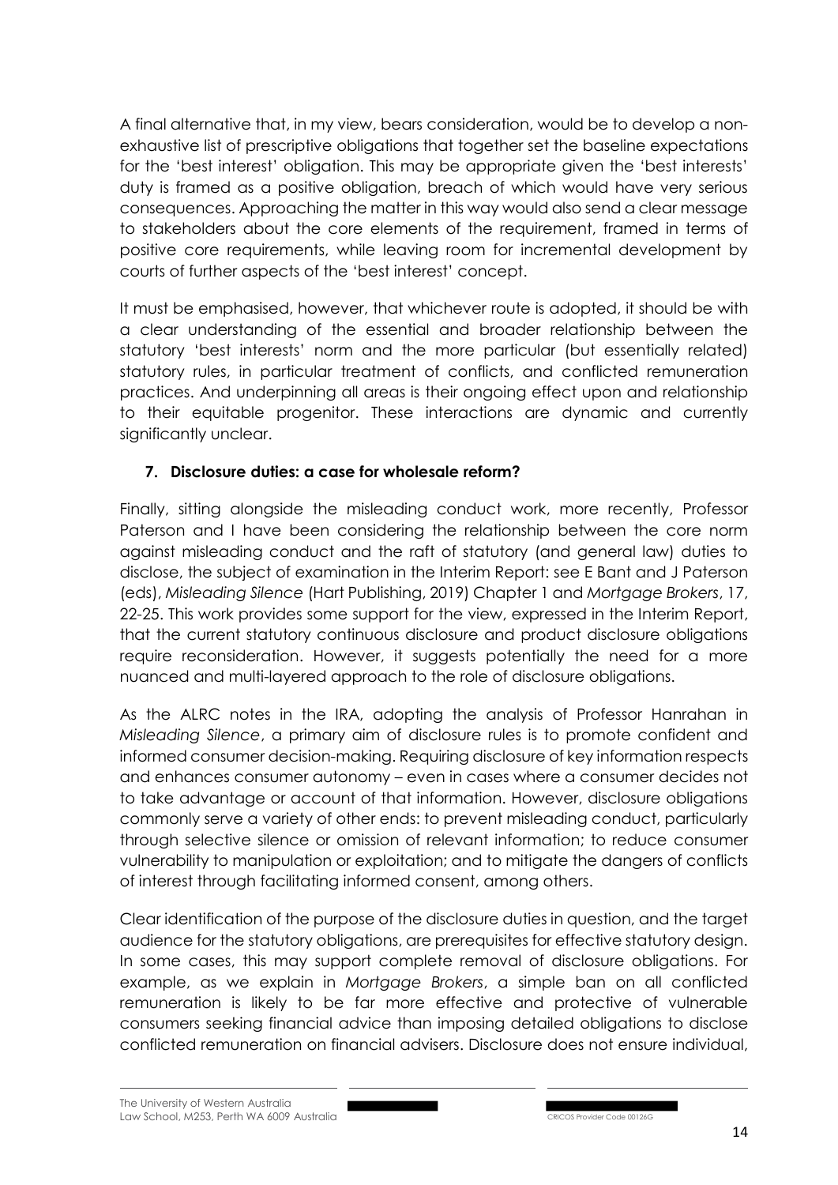A final alternative that, in my view, bears consideration, would be to develop a non-exhaustive list of prescriptive obligations that together set the baseline expectations for the 'best interest' obligation. This may be appropriate given the 'best interests' duty is framed as a positive obligation, breach of which would have very serious consequences. Approaching the matter in this way would also send a clear message to stakeholders about the core elements of the requirement, framed in terms of positive core requirements, while leaving room for incremental development by courts of further aspects of the 'best interest' concept.

It must be emphasised, however, that whichever route is adopted, it should be with a clear understanding of the essential and broader relationship between the statutory 'best interests' norm and the more particular (but essentially related) statutory rules, in particular treatment of conflicts, and conflicted remuneration practices. And underpinning all areas is their ongoing effect upon and relationship to their equitable progenitor. These interactions are dynamic and currently significantly unclear.

**7. Disclosure duties: a case for wholesale reform?**

Finally, sitting alongside the misleading conduct work, more recently, Professor Paterson and I have been considering the relationship between the core norm against misleading conduct and the raft of statutory (and general law) duties to disclose, the subject of examination in the Interim Report: see E Bant and J Paterson (eds), *Misleading Silence* (Hart Publishing, 2019) Chapter 1 and *Mortgage Brokers*, 17, 22-25. This work provides some support for the view, expressed in the Interim Report, that the current statutory continuous disclosure and product disclosure obligations require reconsideration. However, it suggests potentially the need for a more nuanced and multi-layered approach to the role of disclosure obligations.

As the ALRC notes in the IRA, adopting the analysis of Professor Hanrahan in *Misleading Silence*, a primary aim of disclosure rules is to promote confident and informed consumer decision-making. Requiring disclosure of key information respects and enhances consumer autonomy – even in cases where a consumer decides not to take advantage or account of that information. However, disclosure obligations commonly serve a variety of other ends: to prevent misleading conduct, particularly through selective silence or omission of relevant information; to reduce consumer vulnerability to manipulation or exploitation; and to mitigate the dangers of conflicts of interest through facilitating informed consent, among others.

Clear identification of the purpose of the disclosure duties in question, and the target audience for the statutory obligations, are prerequisites for effective statutory design. In some cases, this may support complete removal of disclosure obligations. For example, as we explain in *Mortgage Brokers*, a simple ban on all conflicted remuneration is likely to be far more effective and protective of vulnerable consumers seeking financial advice than imposing detailed obligations to disclose conflicted remuneration on financial advisers. Disclosure does not ensure individual,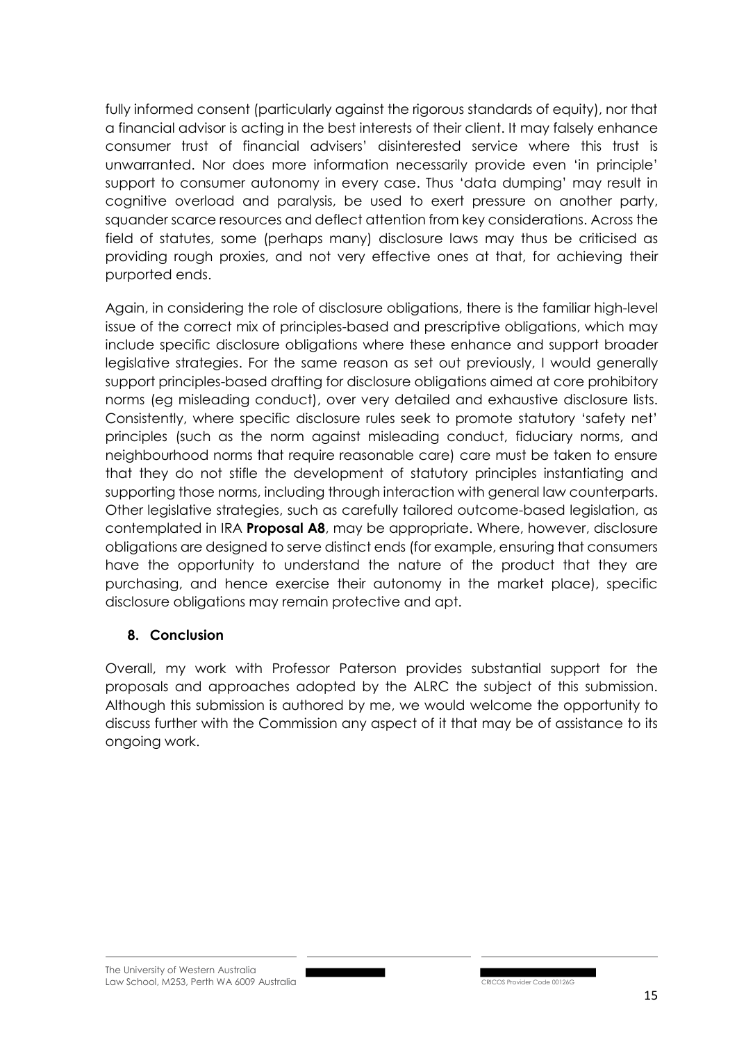fully informed consent (particularly against the rigorous standards of equity), nor that a financial advisor is acting in the best interests of their client. It may falsely enhance consumer trust of financial advisers' disinterested service where this trust is unwarranted. Nor does more information necessarily provide even 'in principle' support to consumer autonomy in every case. Thus 'data dumping' may result in cognitive overload and paralysis, be used to exert pressure on another party, squander scarce resources and deflect attention from key considerations. Across the field of statutes, some (perhaps many) disclosure laws may thus be criticised as providing rough proxies, and not very effective ones at that, for achieving their purported ends.

Again, in considering the role of disclosure obligations, there is the familiar high-level issue of the correct mix of principles-based and prescriptive obligations, which may include specific disclosure obligations where these enhance and support broader legislative strategies. For the same reason as set out previously, I would generally support principles-based drafting for disclosure obligations aimed at core prohibitory norms (eg misleading conduct), over very detailed and exhaustive disclosure lists. Consistently, where specific disclosure rules seek to promote statutory 'safety net' principles (such as the norm against misleading conduct, fiduciary norms, and neighbourhood norms that require reasonable care) care must be taken to ensure that they do not stifle the development of statutory principles instantiating and supporting those norms, including through interaction with general law counterparts. Other legislative strategies, such as carefully tailored outcome-based legislation, as contemplated in IRA **Proposal A8**, may be appropriate. Where, however, disclosure obligations are designed to serve distinct ends (for example, ensuring that consumers have the opportunity to understand the nature of the product that they are purchasing, and hence exercise their autonomy in the market place), specific disclosure obligations may remain protective and apt.

## 8. Conclusion

Overall, my work with Professor Paterson provides substantial support for the proposals and approaches adopted by the ALRC the subject of this submission. Although this submission is authored by me, we would welcome the opportunity to discuss further with the Commission any aspect of it that may be of assistance to its ongoing work.